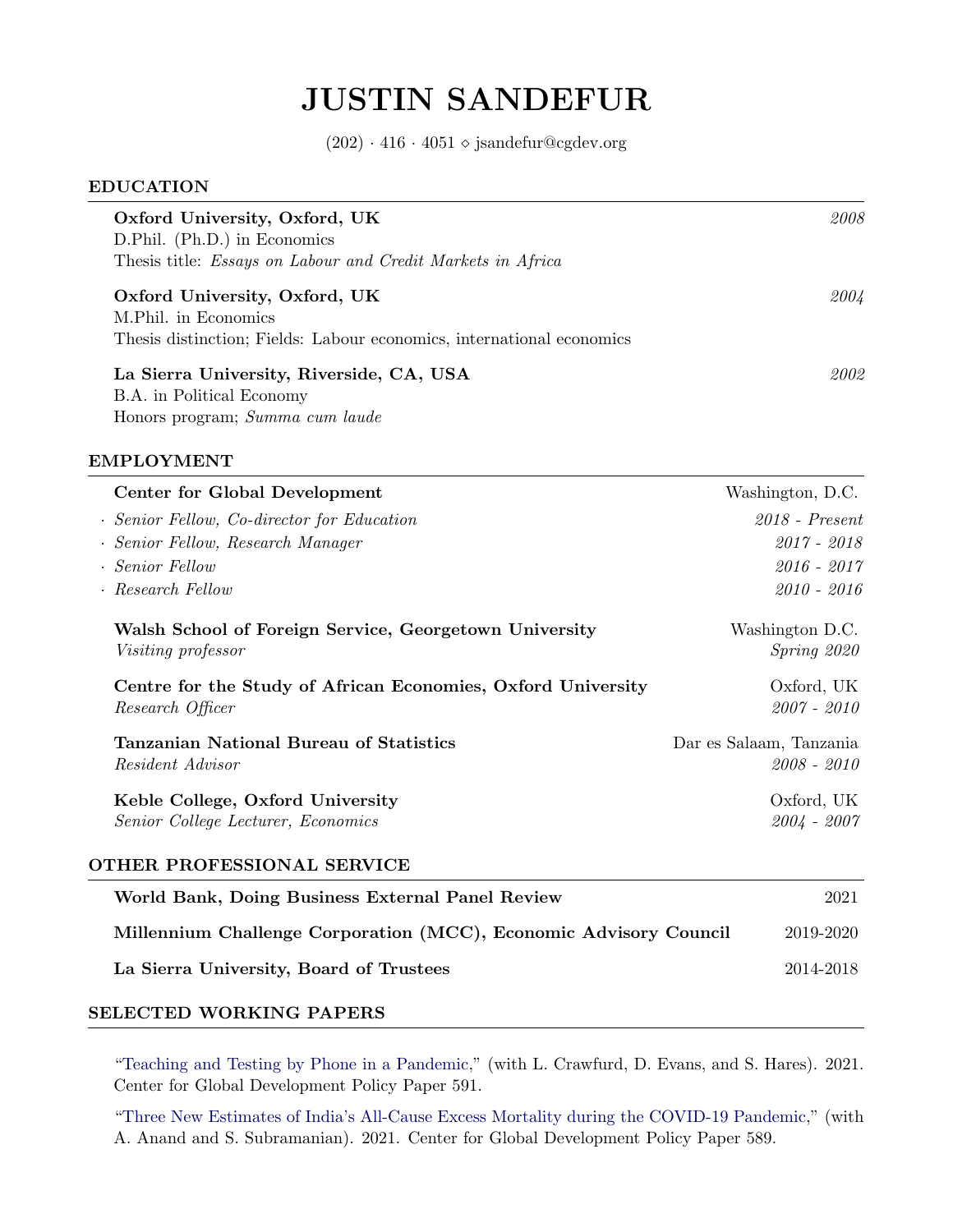# JUSTIN SANDEFUR

(202) · 416 · 4051 ⋄ jsandefur@cgdev.org

## EDUCATION

**Oxford University, Oxford, UK** *2008*
D.Phil. (Ph.D.) in Economics
Thesis title: *Essays on Labour and Credit Markets in Africa*

**Oxford University, Oxford, UK** *2004*
M.Phil. in Economics
Thesis distinction; Fields: Labour economics, international economics

**La Sierra University, Riverside, CA, USA** *2002*
B.A. in Political Economy
Honors program; *Summa cum laude*

## EMPLOYMENT

**Center for Global Development** Washington, D.C.
- *Senior Fellow, Co-director for Education* *2018 - Present*
- *Senior Fellow, Research Manager* *2017 - 2018*
- *Senior Fellow* *2016 - 2017*
- *Research Fellow* *2010 - 2016*

**Walsh School of Foreign Service, Georgetown University** Washington D.C.
*Visiting professor* *Spring 2020*

**Centre for the Study of African Economies, Oxford University** Oxford, UK
*Research Officer* *2007 - 2010*

**Tanzanian National Bureau of Statistics** Dar es Salaam, Tanzania
*Resident Advisor* *2008 - 2010*

**Keble College, Oxford University** Oxford, UK
*Senior College Lecturer, Economics* *2004 - 2007*

## OTHER PROFESSIONAL SERVICE

**World Bank, Doing Business External Panel Review** 2021

**Millennium Challenge Corporation (MCC), Economic Advisory Council** 2019-2020

**La Sierra University, Board of Trustees** 2014-2018

## SELECTED WORKING PAPERS

"Teaching and Testing by Phone in a Pandemic," (with L. Crawfurd, D. Evans, and S. Hares). 2021. Center for Global Development Policy Paper 591.

"Three New Estimates of India's All-Cause Excess Mortality during the COVID-19 Pandemic," (with A. Anand and S. Subramanian). 2021. Center for Global Development Policy Paper 589.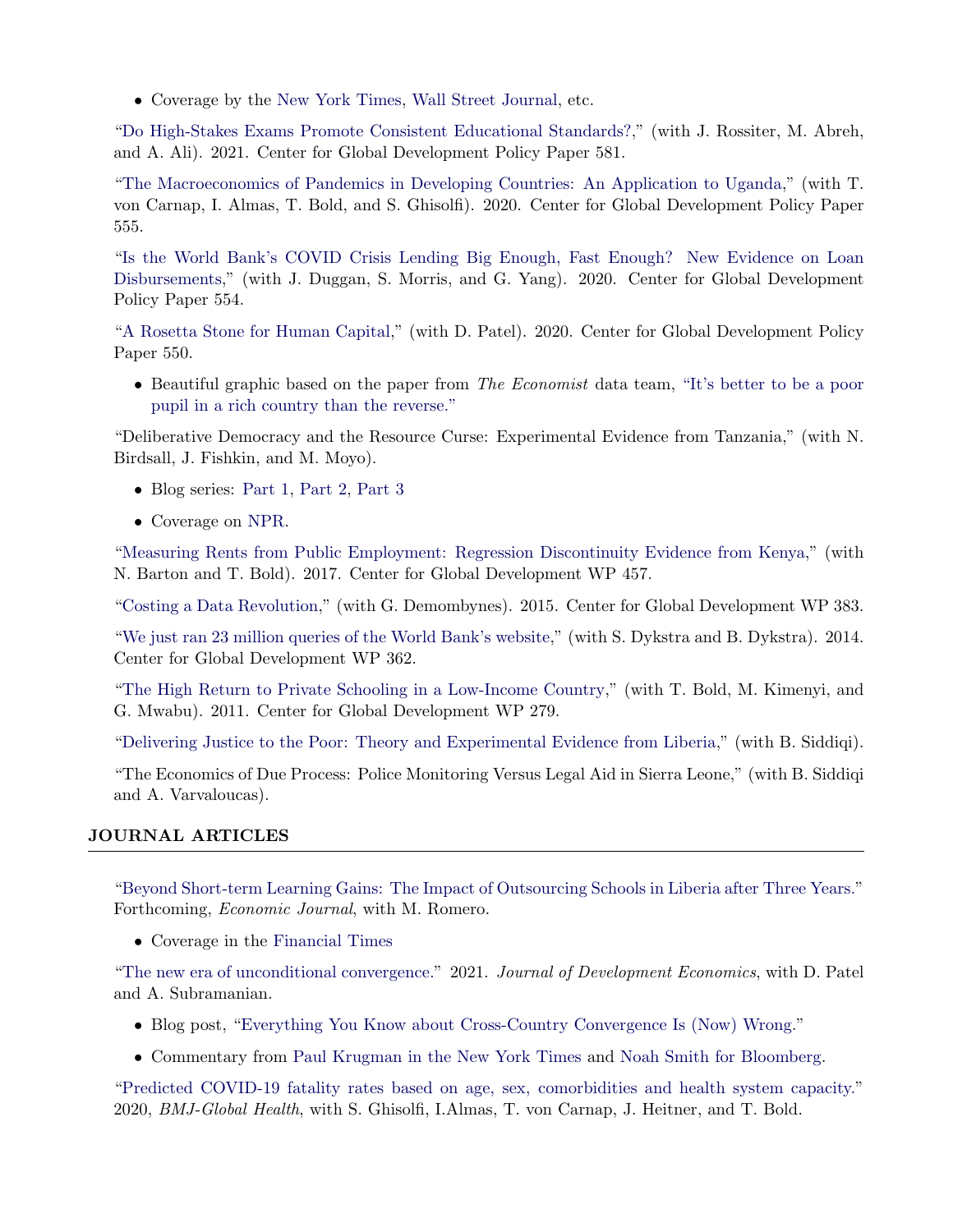- Coverage by the New York Times, Wall Street Journal, etc.

"Do High-Stakes Exams Promote Consistent Educational Standards?," (with J. Rossiter, M. Abreh, and A. Ali). 2021. Center for Global Development Policy Paper 581.

"The Macroeconomics of Pandemics in Developing Countries: An Application to Uganda," (with T. von Carnap, I. Almas, T. Bold, and S. Ghisolfi). 2020. Center for Global Development Policy Paper 555.

"Is the World Bank's COVID Crisis Lending Big Enough, Fast Enough? New Evidence on Loan Disbursements," (with J. Duggan, S. Morris, and G. Yang). 2020. Center for Global Development Policy Paper 554.

"A Rosetta Stone for Human Capital," (with D. Patel). 2020. Center for Global Development Policy Paper 550.

- Beautiful graphic based on the paper from *The Economist* data team, "It's better to be a poor pupil in a rich country than the reverse."

"Deliberative Democracy and the Resource Curse: Experimental Evidence from Tanzania," (with N. Birdsall, J. Fishkin, and M. Moyo).

- Blog series: Part 1, Part 2, Part 3
- Coverage on NPR.

"Measuring Rents from Public Employment: Regression Discontinuity Evidence from Kenya," (with N. Barton and T. Bold). 2017. Center for Global Development WP 457.

"Costing a Data Revolution," (with G. Demombynes). 2015. Center for Global Development WP 383.

"We just ran 23 million queries of the World Bank's website," (with S. Dykstra and B. Dykstra). 2014. Center for Global Development WP 362.

"The High Return to Private Schooling in a Low-Income Country," (with T. Bold, M. Kimenyi, and G. Mwabu). 2011. Center for Global Development WP 279.

"Delivering Justice to the Poor: Theory and Experimental Evidence from Liberia," (with B. Siddiqi).

"The Economics of Due Process: Police Monitoring Versus Legal Aid in Sierra Leone," (with B. Siddiqi and A. Varvaloucas).

## JOURNAL ARTICLES

"Beyond Short-term Learning Gains: The Impact of Outsourcing Schools in Liberia after Three Years." Forthcoming, *Economic Journal*, with M. Romero.

- Coverage in the Financial Times

"The new era of unconditional convergence." 2021. *Journal of Development Economics*, with D. Patel and A. Subramanian.

- Blog post, "Everything You Know about Cross-Country Convergence Is (Now) Wrong."
- Commentary from Paul Krugman in the New York Times and Noah Smith for Bloomberg.

"Predicted COVID-19 fatality rates based on age, sex, comorbidities and health system capacity." 2020, *BMJ-Global Health*, with S. Ghisolfi, I.Almas, T. von Carnap, J. Heitner, and T. Bold.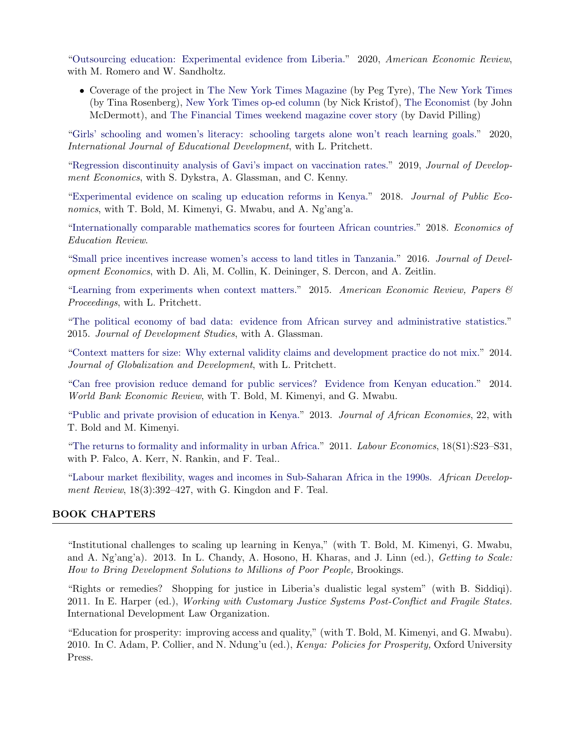"Outsourcing education: Experimental evidence from Liberia." 2020, *American Economic Review*, with M. Romero and W. Sandholtz.

- Coverage of the project in The New York Times Magazine (by Peg Tyre), The New York Times (by Tina Rosenberg), New York Times op-ed column (by Nick Kristof), The Economist (by John McDermott), and The Financial Times weekend magazine cover story (by David Pilling)

"Girls' schooling and women's literacy: schooling targets alone won't reach learning goals." 2020, *International Journal of Educational Development*, with L. Pritchett.

"Regression discontinuity analysis of Gavi's impact on vaccination rates." 2019, *Journal of Development Economics*, with S. Dykstra, A. Glassman, and C. Kenny.

"Experimental evidence on scaling up education reforms in Kenya." 2018. *Journal of Public Economics*, with T. Bold, M. Kimenyi, G. Mwabu, and A. Ng'ang'a.

"Internationally comparable mathematics scores for fourteen African countries." 2018. *Economics of Education Review*.

"Small price incentives increase women's access to land titles in Tanzania." 2016. *Journal of Development Economics*, with D. Ali, M. Collin, K. Deininger, S. Dercon, and A. Zeitlin.

"Learning from experiments when context matters." 2015. *American Economic Review, Papers & Proceedings*, with L. Pritchett.

"The political economy of bad data: evidence from African survey and administrative statistics." 2015. *Journal of Development Studies*, with A. Glassman.

"Context matters for size: Why external validity claims and development practice do not mix." 2014. *Journal of Globalization and Development*, with L. Pritchett.

"Can free provision reduce demand for public services? Evidence from Kenyan education." 2014. *World Bank Economic Review*, with T. Bold, M. Kimenyi, and G. Mwabu.

"Public and private provision of education in Kenya." 2013. *Journal of African Economies*, 22, with T. Bold and M. Kimenyi.

"The returns to formality and informality in urban Africa." 2011. *Labour Economics*, 18(S1):S23–S31, with P. Falco, A. Kerr, N. Rankin, and F. Teal..

"Labour market flexibility, wages and incomes in Sub-Saharan Africa in the 1990s. *African Development Review*, 18(3):392–427, with G. Kingdon and F. Teal.

## BOOK CHAPTERS

"Institutional challenges to scaling up learning in Kenya," (with T. Bold, M. Kimenyi, G. Mwabu, and A. Ng'ang'a). 2013. In L. Chandy, A. Hosono, H. Kharas, and J. Linn (ed.), *Getting to Scale: How to Bring Development Solutions to Millions of Poor People,* Brookings.

"Rights or remedies? Shopping for justice in Liberia's dualistic legal system" (with B. Siddiqi). 2011. In E. Harper (ed.), *Working with Customary Justice Systems Post-Conflict and Fragile States.* International Development Law Organization.

"Education for prosperity: improving access and quality," (with T. Bold, M. Kimenyi, and G. Mwabu). 2010. In C. Adam, P. Collier, and N. Ndung'u (ed.), *Kenya: Policies for Prosperity,* Oxford University Press.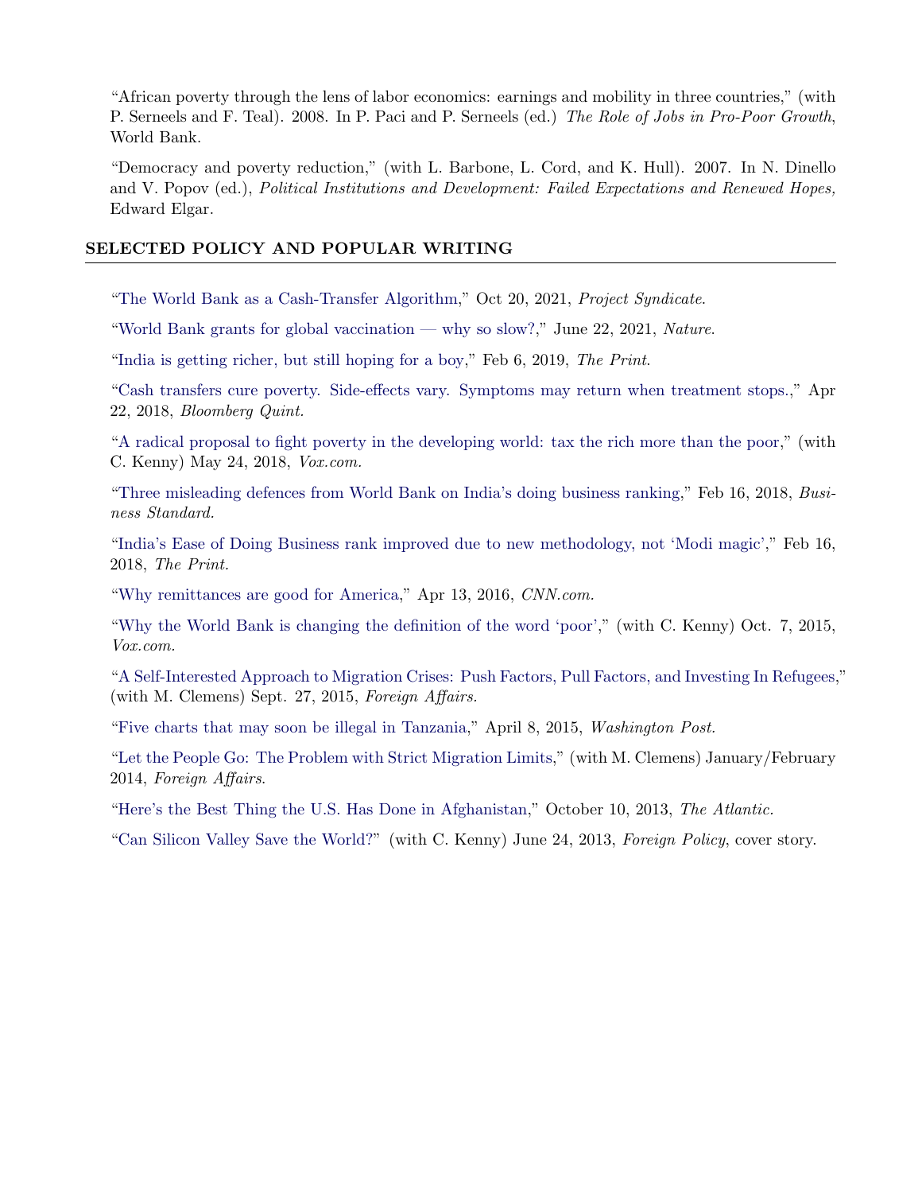"African poverty through the lens of labor economics: earnings and mobility in three countries," (with P. Serneels and F. Teal). 2008. In P. Paci and P. Serneels (ed.) *The Role of Jobs in Pro-Poor Growth*, World Bank.

"Democracy and poverty reduction," (with L. Barbone, L. Cord, and K. Hull). 2007. In N. Dinello and V. Popov (ed.), *Political Institutions and Development: Failed Expectations and Renewed Hopes,* Edward Elgar.

## SELECTED POLICY AND POPULAR WRITING

"The World Bank as a Cash-Transfer Algorithm," Oct 20, 2021, *Project Syndicate*.

"World Bank grants for global vaccination — why so slow?," June 22, 2021, *Nature*.

"India is getting richer, but still hoping for a boy," Feb 6, 2019, *The Print*.

"Cash transfers cure poverty. Side-effects vary. Symptoms may return when treatment stops.," Apr 22, 2018, *Bloomberg Quint*.

"A radical proposal to fight poverty in the developing world: tax the rich more than the poor," (with C. Kenny) May 24, 2018, *Vox.com*.

"Three misleading defences from World Bank on India's doing business ranking," Feb 16, 2018, *Business Standard*.

"India's Ease of Doing Business rank improved due to new methodology, not 'Modi magic'," Feb 16, 2018, *The Print*.

"Why remittances are good for America," Apr 13, 2016, *CNN.com*.

"Why the World Bank is changing the definition of the word 'poor'," (with C. Kenny) Oct. 7, 2015, *Vox.com*.

"A Self-Interested Approach to Migration Crises: Push Factors, Pull Factors, and Investing In Refugees," (with M. Clemens) Sept. 27, 2015, *Foreign Affairs*.

"Five charts that may soon be illegal in Tanzania," April 8, 2015, *Washington Post*.

"Let the People Go: The Problem with Strict Migration Limits," (with M. Clemens) January/February 2014, *Foreign Affairs*.

"Here's the Best Thing the U.S. Has Done in Afghanistan," October 10, 2013, *The Atlantic*.

"Can Silicon Valley Save the World?" (with C. Kenny) June 24, 2013, *Foreign Policy*, cover story.